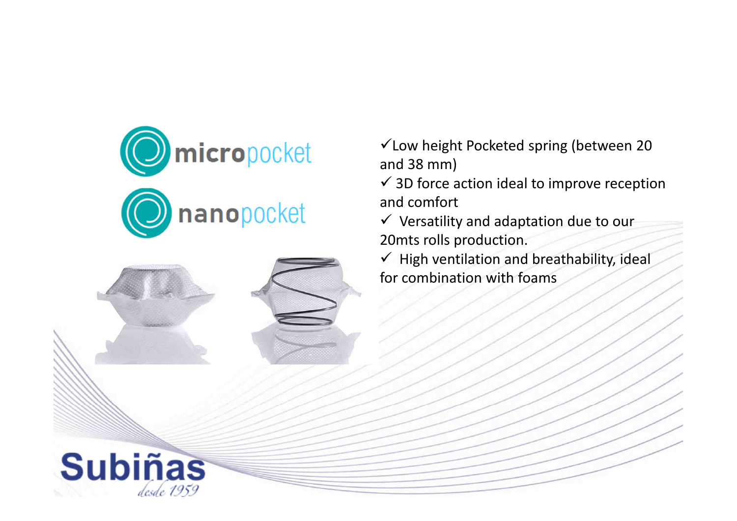micropocket

nanopocket

- ✓ Low height Pocketed spring (between 20 and 38 mm)
- ✓ 3D force action ideal to improve reception and comfort
- ✓ Versatility and adaptation due to our 20mts rolls production.
- ✓ High ventilation and breathability, ideal for combination with foams

Subiñas

*desde 1959*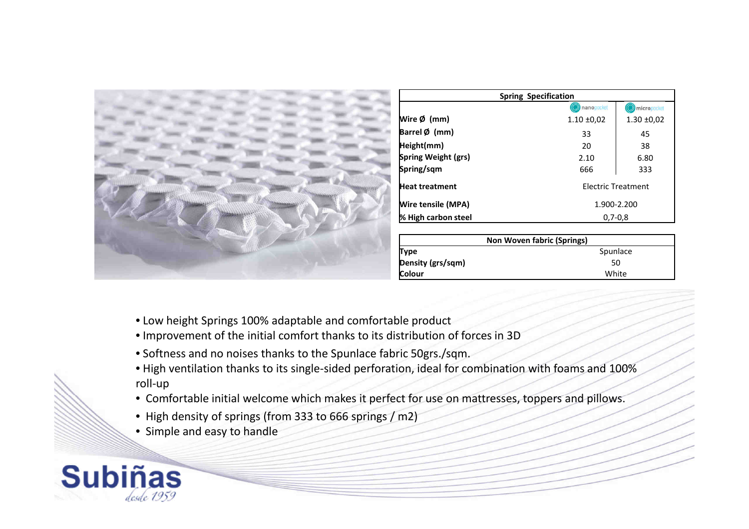| Spring Specification | | |
|---|---|---|
| | nanopocket | micropocket |
| **Wire Ø (mm)** | 1.10 ±0,02 | 1.30 ±0,02 |
| **Barrel Ø (mm)** | 33 | 45 |
| **Height(mm)** | 20 | 38 |
| **Spring Weight (grs)** | 2.10 | 6.80 |
| **Spring/sqm** | 666 | 333 |
| **Heat treatment** | Electric Treatment | |
| **Wire tensile (MPA)** | 1.900-2.200 | |
| **% High carbon steel** | 0,7-0,8 | |

| Non Woven fabric (Springs) | |
|---|---|
| **Type** | Spunlace |
| **Density (grs/sqm)** | 50 |
| **Colour** | White |

- Low height Springs 100% adaptable and comfortable product
- Improvement of the initial comfort thanks to its distribution of forces in 3D
- Softness and no noises thanks to the Spunlace fabric 50grs./sqm.
- High ventilation thanks to its single-sided perforation, ideal for combination with foams and 100% roll-up
- Comfortable initial welcome which makes it perfect for use on mattresses, toppers and pillows.
- High density of springs (from 333 to 666 springs / m2)
- Simple and easy to handle

**Subiñas** *desde 1959*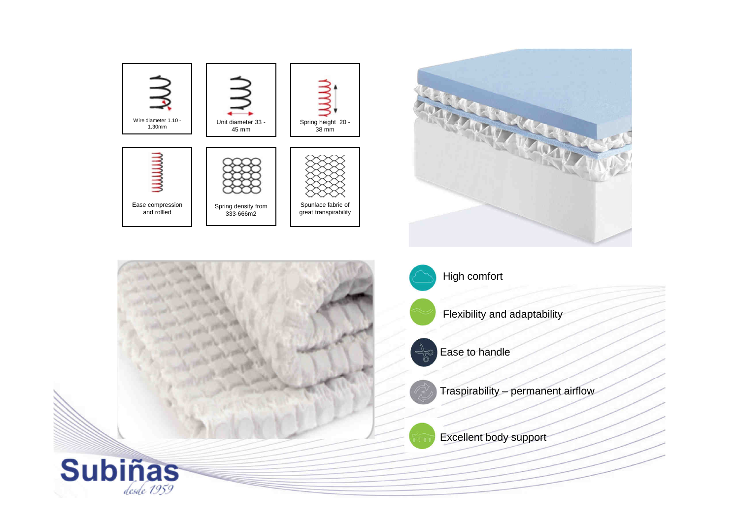Wire diameter 1.10 - 1.30mm

Unit diameter 33 - 45 mm

Spring height 20 - 38 mm

Ease compression and rollled

Spring density from 333-666m2

Spunlace fabric of great transpirability

- High comfort
- Flexibility and adaptability
- Ease to handle
- Traspirability – permanent airflow
- Excellent body support

**Subiñas**
*desde 1959*